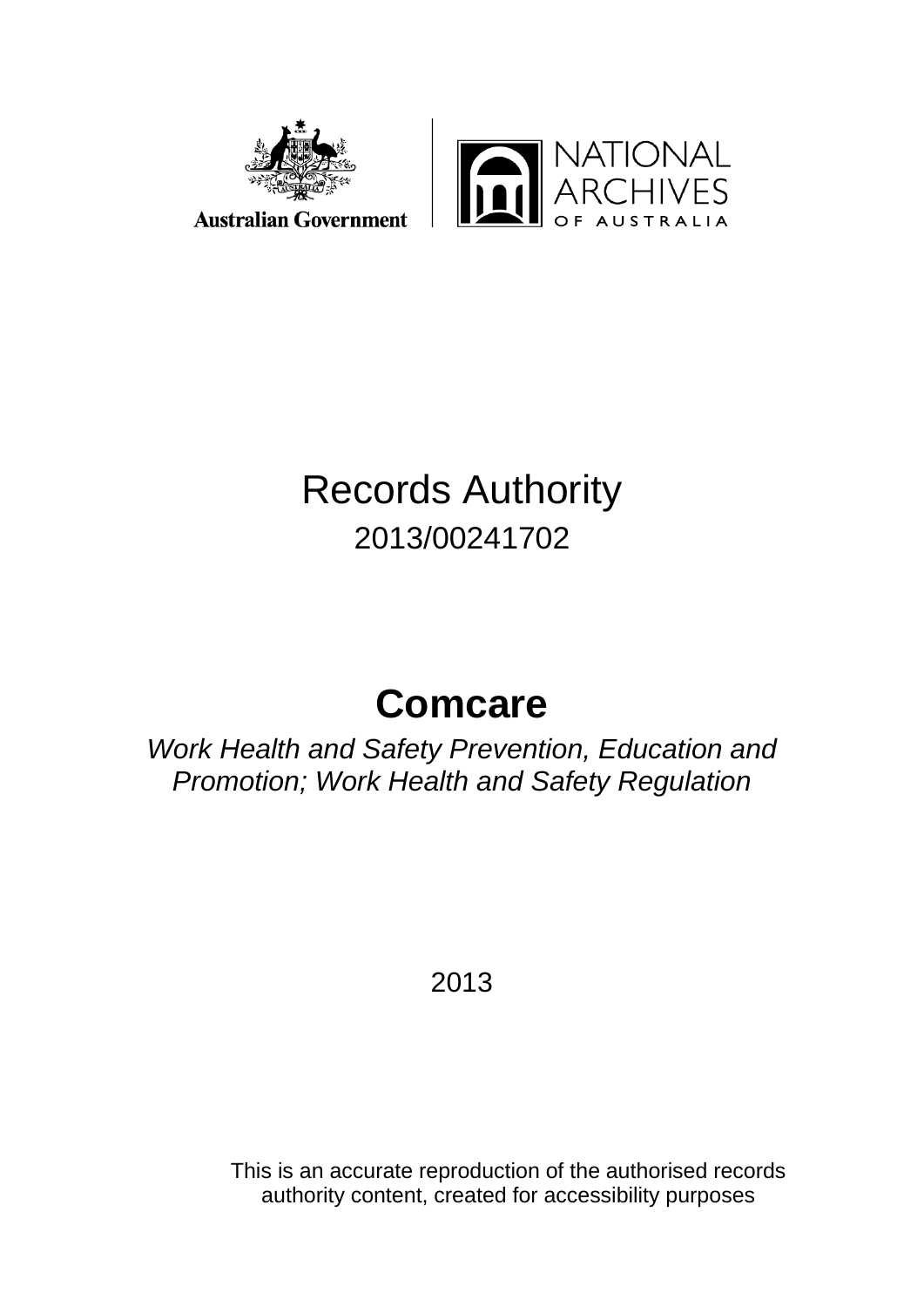Australian Government

NATIONAL ARCHIVES OF AUSTRALIA

# Records Authority

2013/00241702

# Comcare

*Work Health and Safety Prevention, Education and Promotion; Work Health and Safety Regulation*

2013

This is an accurate reproduction of the authorised records authority content, created for accessibility purposes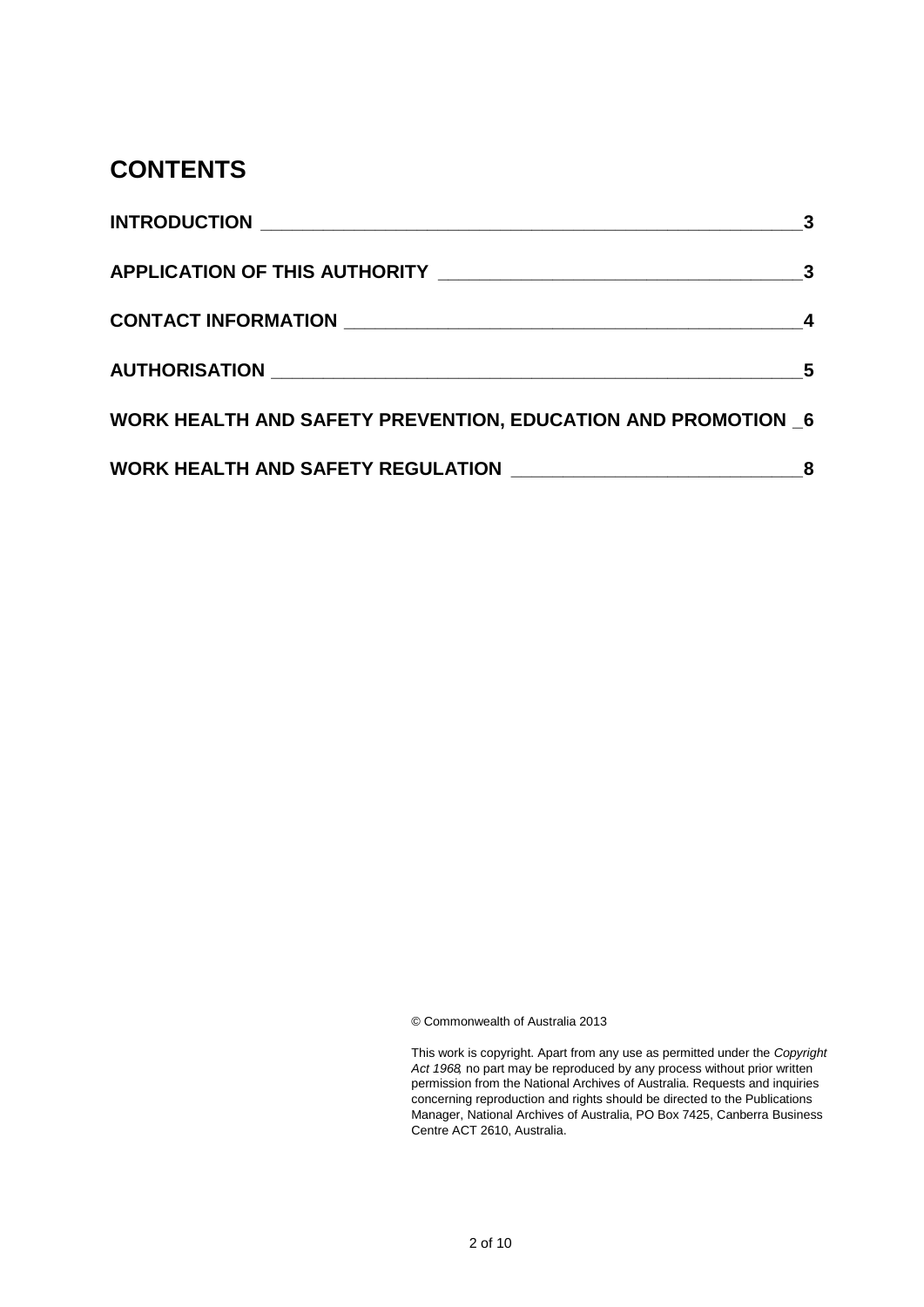# CONTENTS

| | |
|---|---|
| **INTRODUCTION** | **3** |
| **APPLICATION OF THIS AUTHORITY** | **3** |
| **CONTACT INFORMATION** | **4** |
| **AUTHORISATION** | **5** |
| **WORK HEALTH AND SAFETY PREVENTION, EDUCATION AND PROMOTION** | **6** |
| **WORK HEALTH AND SAFETY REGULATION** | **8** |

© Commonwealth of Australia 2013

This work is copyright. Apart from any use as permitted under the *Copyright Act 1968*, no part may be reproduced by any process without prior written permission from the National Archives of Australia. Requests and inquiries concerning reproduction and rights should be directed to the Publications Manager, National Archives of Australia, PO Box 7425, Canberra Business Centre ACT 2610, Australia.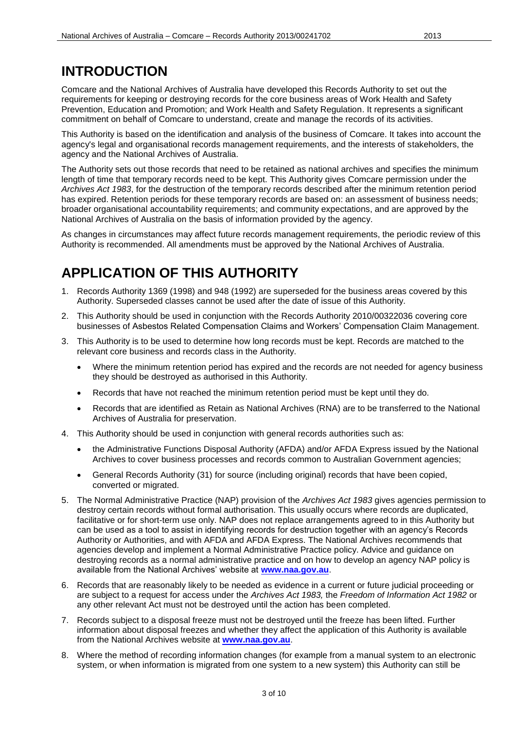# INTRODUCTION

Comcare and the National Archives of Australia have developed this Records Authority to set out the requirements for keeping or destroying records for the core business areas of Work Health and Safety Prevention, Education and Promotion; and Work Health and Safety Regulation. It represents a significant commitment on behalf of Comcare to understand, create and manage the records of its activities.

This Authority is based on the identification and analysis of the business of Comcare. It takes into account the agency's legal and organisational records management requirements, and the interests of stakeholders, the agency and the National Archives of Australia.

The Authority sets out those records that need to be retained as national archives and specifies the minimum length of time that temporary records need to be kept. This Authority gives Comcare permission under the *Archives Act 1983*, for the destruction of the temporary records described after the minimum retention period has expired. Retention periods for these temporary records are based on: an assessment of business needs; broader organisational accountability requirements; and community expectations, and are approved by the National Archives of Australia on the basis of information provided by the agency.

As changes in circumstances may affect future records management requirements, the periodic review of this Authority is recommended. All amendments must be approved by the National Archives of Australia.

# APPLICATION OF THIS AUTHORITY

1. Records Authority 1369 (1998) and 948 (1992) are superseded for the business areas covered by this Authority. Superseded classes cannot be used after the date of issue of this Authority.
2. This Authority should be used in conjunction with the Records Authority 2010/00322036 covering core businesses of Asbestos Related Compensation Claims and Workers' Compensation Claim Management.
3. This Authority is to be used to determine how long records must be kept. Records are matched to the relevant core business and records class in the Authority.
   - Where the minimum retention period has expired and the records are not needed for agency business they should be destroyed as authorised in this Authority.
   - Records that have not reached the minimum retention period must be kept until they do.
   - Records that are identified as Retain as National Archives (RNA) are to be transferred to the National Archives of Australia for preservation.
4. This Authority should be used in conjunction with general records authorities such as:
   - the Administrative Functions Disposal Authority (AFDA) and/or AFDA Express issued by the National Archives to cover business processes and records common to Australian Government agencies;
   - General Records Authority (31) for source (including original) records that have been copied, converted or migrated.
5. The Normal Administrative Practice (NAP) provision of the *Archives Act 1983* gives agencies permission to destroy certain records without formal authorisation. This usually occurs where records are duplicated, facilitative or for short-term use only. NAP does not replace arrangements agreed to in this Authority but can be used as a tool to assist in identifying records for destruction together with an agency's Records Authority or Authorities, and with AFDA and AFDA Express. The National Archives recommends that agencies develop and implement a Normal Administrative Practice policy. Advice and guidance on destroying records as a normal administrative practice and on how to develop an agency NAP policy is available from the National Archives' website at **www.naa.gov.au**.
6. Records that are reasonably likely to be needed as evidence in a current or future judicial proceeding or are subject to a request for access under the *Archives Act 1983,* the *Freedom of Information Act 1982* or any other relevant Act must not be destroyed until the action has been completed.
7. Records subject to a disposal freeze must not be destroyed until the freeze has been lifted. Further information about disposal freezes and whether they affect the application of this Authority is available from the National Archives website at **www.naa.gov.au**.
8. Where the method of recording information changes (for example from a manual system to an electronic system, or when information is migrated from one system to a new system) this Authority can still be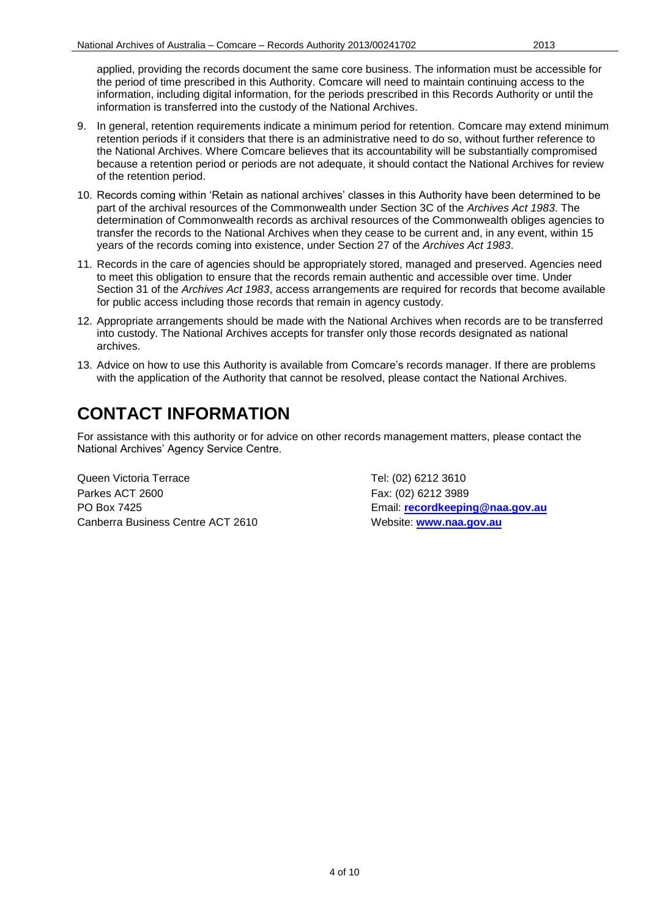applied, providing the records document the same core business. The information must be accessible for the period of time prescribed in this Authority. Comcare will need to maintain continuing access to the information, including digital information, for the periods prescribed in this Records Authority or until the information is transferred into the custody of the National Archives.

9. In general, retention requirements indicate a minimum period for retention. Comcare may extend minimum retention periods if it considers that there is an administrative need to do so, without further reference to the National Archives. Where Comcare believes that its accountability will be substantially compromised because a retention period or periods are not adequate, it should contact the National Archives for review of the retention period.
10. Records coming within 'Retain as national archives' classes in this Authority have been determined to be part of the archival resources of the Commonwealth under Section 3C of the *Archives Act 1983*. The determination of Commonwealth records as archival resources of the Commonwealth obliges agencies to transfer the records to the National Archives when they cease to be current and, in any event, within 15 years of the records coming into existence, under Section 27 of the *Archives Act 1983*.
11. Records in the care of agencies should be appropriately stored, managed and preserved. Agencies need to meet this obligation to ensure that the records remain authentic and accessible over time. Under Section 31 of the *Archives Act 1983*, access arrangements are required for records that become available for public access including those records that remain in agency custody.
12. Appropriate arrangements should be made with the National Archives when records are to be transferred into custody. The National Archives accepts for transfer only those records designated as national archives.
13. Advice on how to use this Authority is available from Comcare's records manager. If there are problems with the application of the Authority that cannot be resolved, please contact the National Archives.

# CONTACT INFORMATION

For assistance with this authority or for advice on other records management matters, please contact the National Archives' Agency Service Centre.

Queen Victoria Terrace
Parkes ACT 2600
PO Box 7425
Canberra Business Centre ACT 2610

Tel: (02) 6212 3610
Fax: (02) 6212 3989
Email: **recordkeeping@naa.gov.au**
Website: **www.naa.gov.au**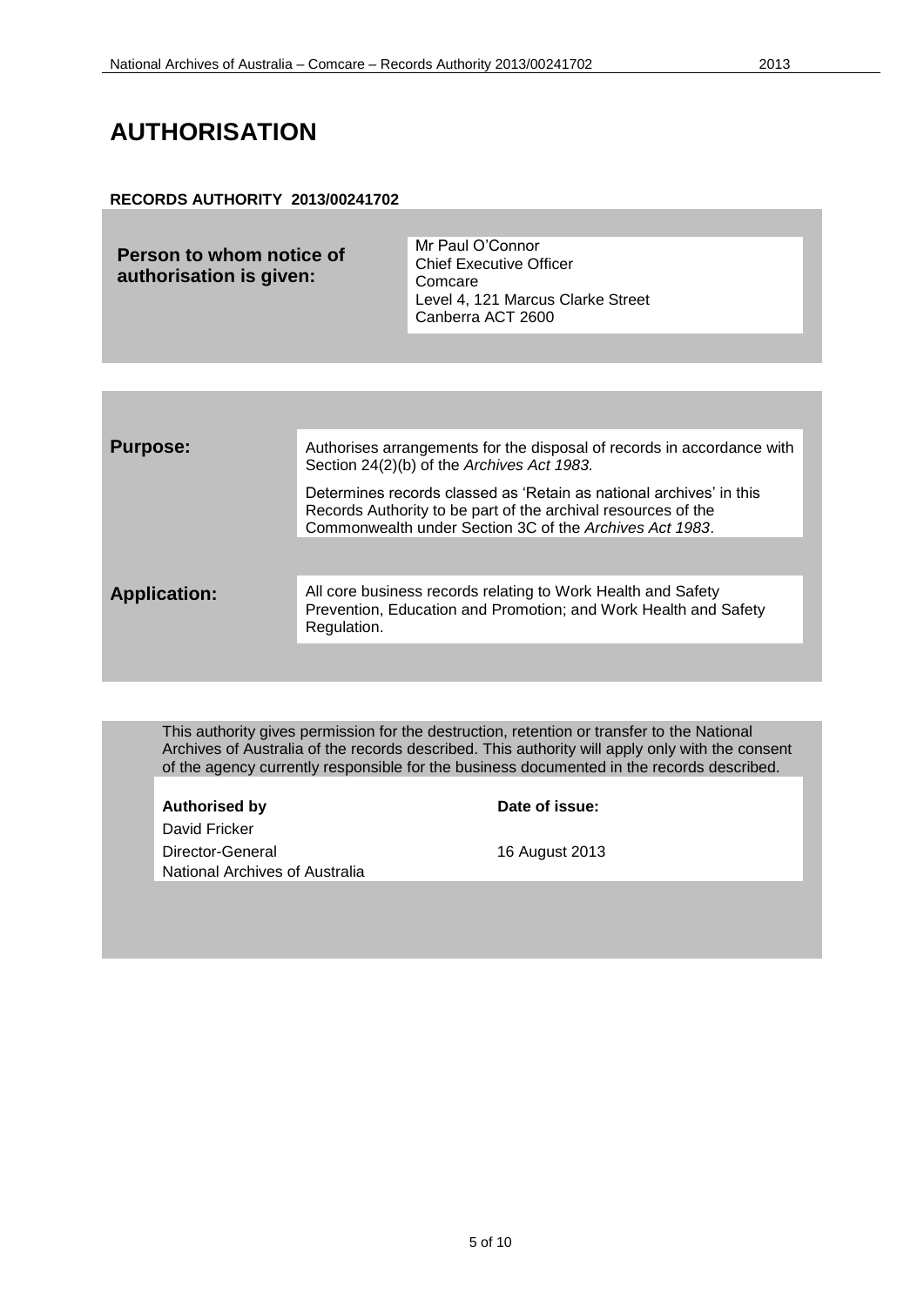# AUTHORISATION

**RECORDS AUTHORITY 2013/00241702**

| **Person to whom notice of authorisation is given:** | Mr Paul O'Connor<br>Chief Executive Officer<br>Comcare<br>Level 4, 121 Marcus Clarke Street<br>Canberra ACT 2600 |
|---|---|

| | |
|---|---|
| **Purpose:** | Authorises arrangements for the disposal of records in accordance with Section 24(2)(b) of the *Archives Act 1983.*<br><br>Determines records classed as 'Retain as national archives' in this Records Authority to be part of the archival resources of the Commonwealth under Section 3C of the *Archives Act 1983*. |
| **Application:** | All core business records relating to Work Health and Safety Prevention, Education and Promotion; and Work Health and Safety Regulation. |

This authority gives permission for the destruction, retention or transfer to the National Archives of Australia of the records described. This authority will apply only with the consent of the agency currently responsible for the business documented in the records described.

| **Authorised by** | **Date of issue:** |
|---|---|
| David Fricker<br>Director-General<br>National Archives of Australia | 16 August 2013 |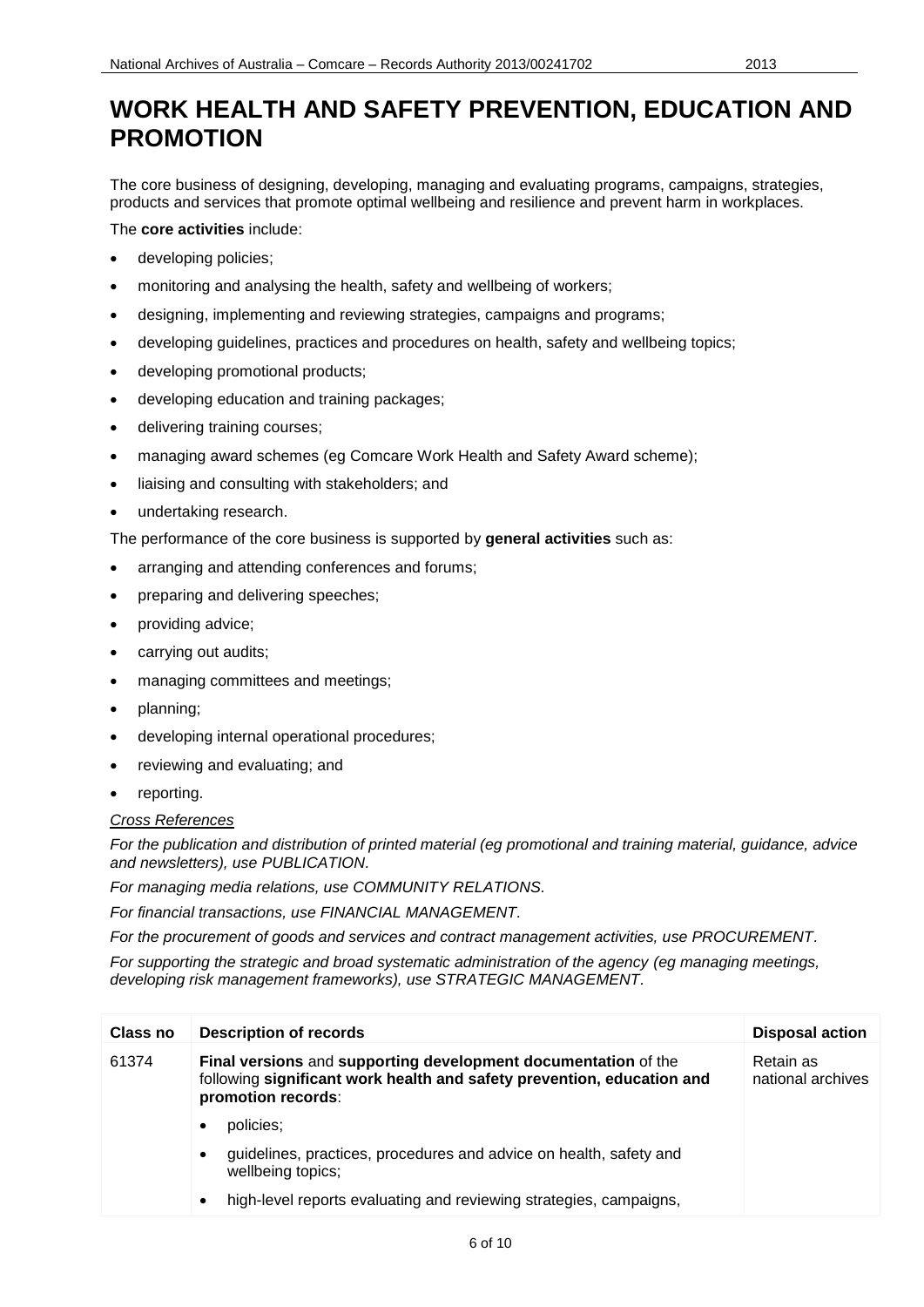# WORK HEALTH AND SAFETY PREVENTION, EDUCATION AND PROMOTION

The core business of designing, developing, managing and evaluating programs, campaigns, strategies, products and services that promote optimal wellbeing and resilience and prevent harm in workplaces.

The **core activities** include:

- developing policies;
- monitoring and analysing the health, safety and wellbeing of workers;
- designing, implementing and reviewing strategies, campaigns and programs;
- developing guidelines, practices and procedures on health, safety and wellbeing topics;
- developing promotional products;
- developing education and training packages;
- delivering training courses;
- managing award schemes (eg Comcare Work Health and Safety Award scheme);
- liaising and consulting with stakeholders; and
- undertaking research.

The performance of the core business is supported by **general activities** such as:

- arranging and attending conferences and forums;
- preparing and delivering speeches;
- providing advice;
- carrying out audits;
- managing committees and meetings;
- planning;
- developing internal operational procedures;
- reviewing and evaluating; and
- reporting.

*Cross References*

*For the publication and distribution of printed material (eg promotional and training material, guidance, advice and newsletters), use PUBLICATION.*

*For managing media relations, use COMMUNITY RELATIONS.*

*For financial transactions, use FINANCIAL MANAGEMENT.*

*For the procurement of goods and services and contract management activities, use PROCUREMENT.*

*For supporting the strategic and broad systematic administration of the agency (eg managing meetings, developing risk management frameworks), use STRATEGIC MANAGEMENT.*

| Class no | Description of records | Disposal action |
|---|---|---|
| 61374 | **Final versions** and **supporting development documentation** of the following **significant work health and safety prevention, education and promotion records**:<br>• policies;<br>• guidelines, practices, procedures and advice on health, safety and wellbeing topics;<br>• high-level reports evaluating and reviewing strategies, campaigns, | Retain as national archives |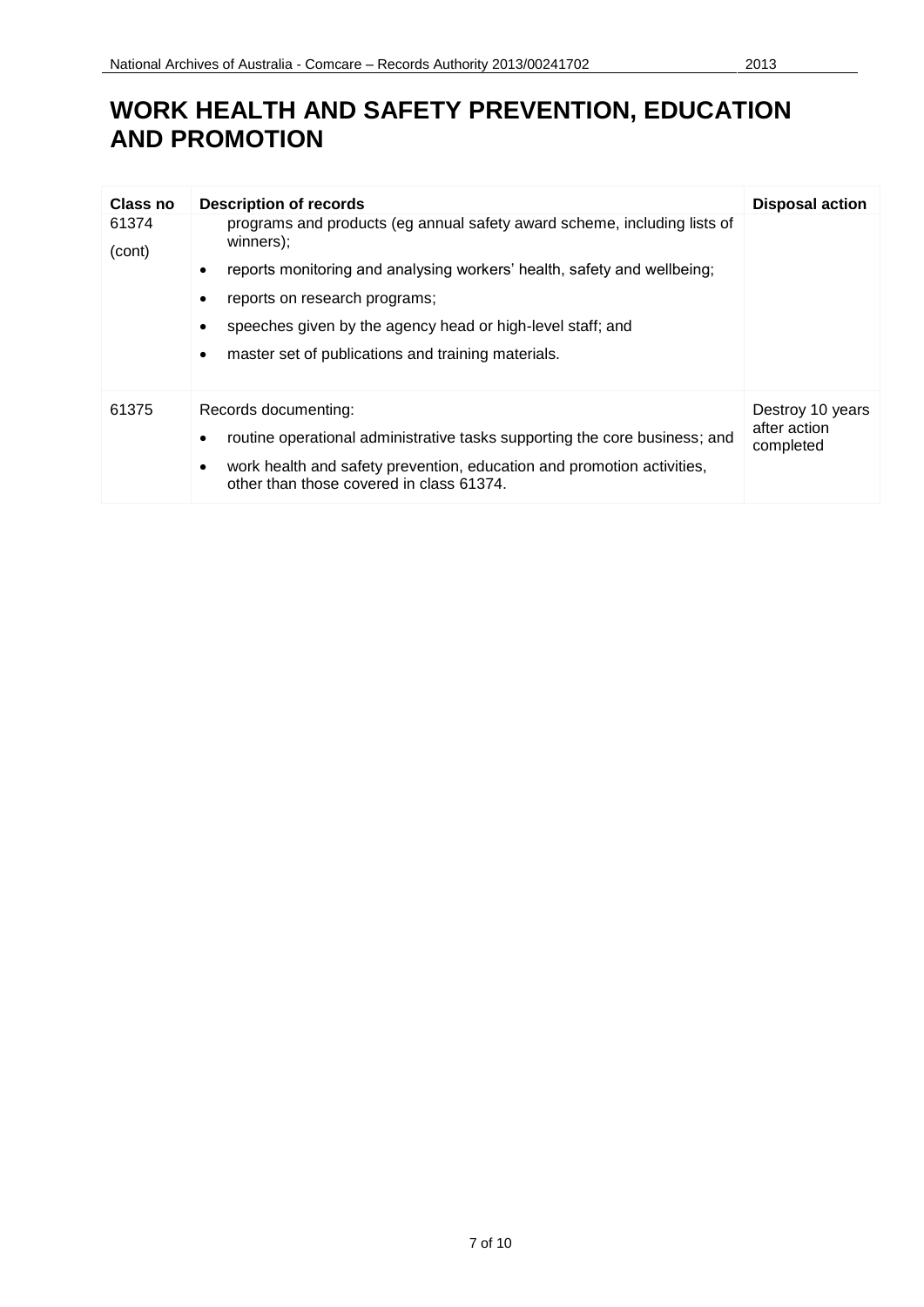# WORK HEALTH AND SAFETY PREVENTION, EDUCATION AND PROMOTION

| Class no | Description of records | Disposal action |
| --- | --- | --- |
| 61374 (cont) | programs and products (eg annual safety award scheme, including lists of winners);<br>• reports monitoring and analysing workers' health, safety and wellbeing;<br>• reports on research programs;<br>• speeches given by the agency head or high-level staff; and<br>• master set of publications and training materials. | |
| 61375 | Records documenting:<br>• routine operational administrative tasks supporting the core business; and<br>• work health and safety prevention, education and promotion activities, other than those covered in class 61374. | Destroy 10 years after action completed |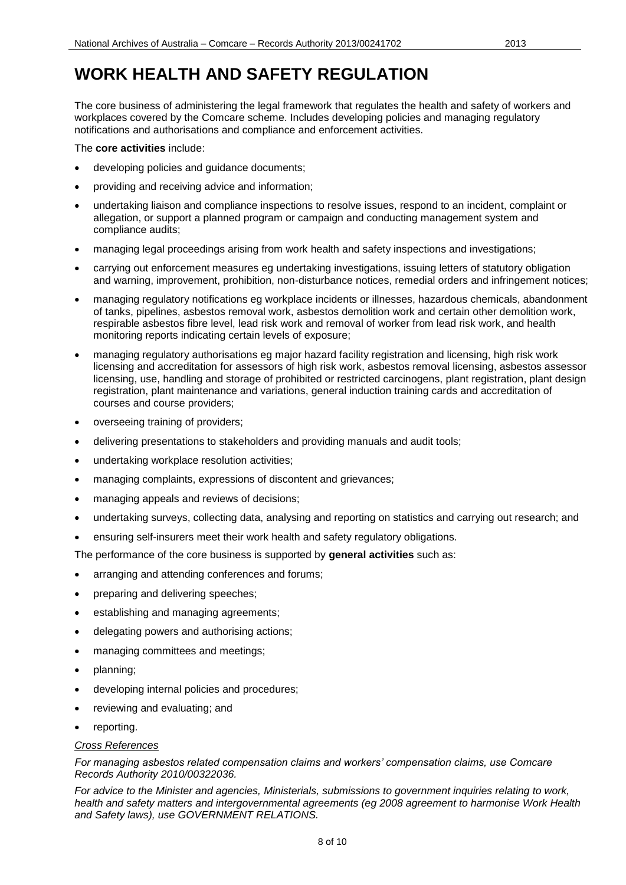# WORK HEALTH AND SAFETY REGULATION

The core business of administering the legal framework that regulates the health and safety of workers and workplaces covered by the Comcare scheme. Includes developing policies and managing regulatory notifications and authorisations and compliance and enforcement activities.

The **core activities** include:

- developing policies and guidance documents;
- providing and receiving advice and information;
- undertaking liaison and compliance inspections to resolve issues, respond to an incident, complaint or allegation, or support a planned program or campaign and conducting management system and compliance audits;
- managing legal proceedings arising from work health and safety inspections and investigations;
- carrying out enforcement measures eg undertaking investigations, issuing letters of statutory obligation and warning, improvement, prohibition, non-disturbance notices, remedial orders and infringement notices;
- managing regulatory notifications eg workplace incidents or illnesses, hazardous chemicals, abandonment of tanks, pipelines, asbestos removal work, asbestos demolition work and certain other demolition work, respirable asbestos fibre level, lead risk work and removal of worker from lead risk work, and health monitoring reports indicating certain levels of exposure;
- managing regulatory authorisations eg major hazard facility registration and licensing, high risk work licensing and accreditation for assessors of high risk work, asbestos removal licensing, asbestos assessor licensing, use, handling and storage of prohibited or restricted carcinogens, plant registration, plant design registration, plant maintenance and variations, general induction training cards and accreditation of courses and course providers;
- overseeing training of providers;
- delivering presentations to stakeholders and providing manuals and audit tools;
- undertaking workplace resolution activities;
- managing complaints, expressions of discontent and grievances;
- managing appeals and reviews of decisions;
- undertaking surveys, collecting data, analysing and reporting on statistics and carrying out research; and
- ensuring self-insurers meet their work health and safety regulatory obligations.

The performance of the core business is supported by **general activities** such as:

- arranging and attending conferences and forums;
- preparing and delivering speeches;
- establishing and managing agreements;
- delegating powers and authorising actions;
- managing committees and meetings;
- planning;
- developing internal policies and procedures;
- reviewing and evaluating; and
- reporting.

*Cross References*

*For managing asbestos related compensation claims and workers' compensation claims, use Comcare Records Authority 2010/00322036.*

*For advice to the Minister and agencies, Ministerials, submissions to government inquiries relating to work, health and safety matters and intergovernmental agreements (eg 2008 agreement to harmonise Work Health and Safety laws), use GOVERNMENT RELATIONS.*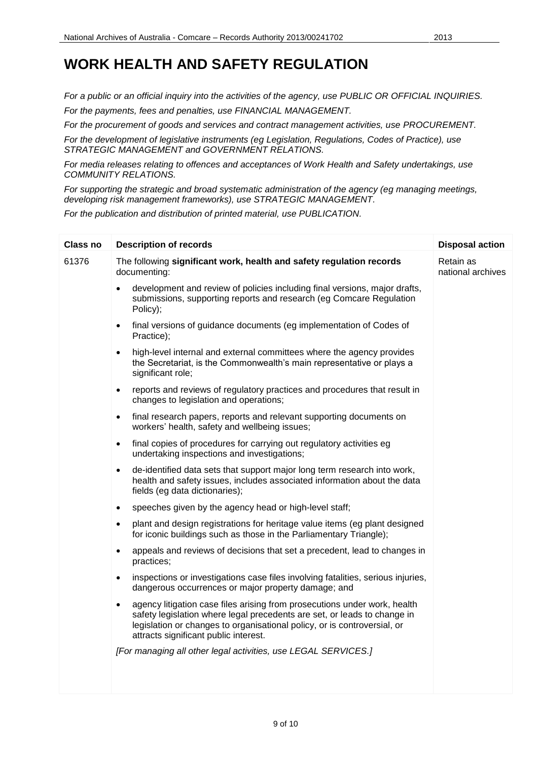# WORK HEALTH AND SAFETY REGULATION

*For a public or an official inquiry into the activities of the agency, use PUBLIC OR OFFICIAL INQUIRIES.*

*For the payments, fees and penalties, use FINANCIAL MANAGEMENT.*

*For the procurement of goods and services and contract management activities, use PROCUREMENT.*

*For the development of legislative instruments (eg Legislation, Regulations, Codes of Practice), use STRATEGIC MANAGEMENT and GOVERNMENT RELATIONS.*

*For media releases relating to offences and acceptances of Work Health and Safety undertakings, use COMMUNITY RELATIONS.*

*For supporting the strategic and broad systematic administration of the agency (eg managing meetings, developing risk management frameworks), use STRATEGIC MANAGEMENT.*

*For the publication and distribution of printed material, use PUBLICATION.*

| Class no | Description of records | Disposal action |
|---|---|---|
| 61376 | The following **significant work, health and safety regulation records** documenting:<br>• development and review of policies including final versions, major drafts, submissions, supporting reports and research (eg Comcare Regulation Policy);<br>• final versions of guidance documents (eg implementation of Codes of Practice);<br>• high-level internal and external committees where the agency provides the Secretariat, is the Commonwealth's main representative or plays a significant role;<br>• reports and reviews of regulatory practices and procedures that result in changes to legislation and operations;<br>• final research papers, reports and relevant supporting documents on workers' health, safety and wellbeing issues;<br>• final copies of procedures for carrying out regulatory activities eg undertaking inspections and investigations;<br>• de-identified data sets that support major long term research into work, health and safety issues, includes associated information about the data fields (eg data dictionaries);<br>• speeches given by the agency head or high-level staff;<br>• plant and design registrations for heritage value items (eg plant designed for iconic buildings such as those in the Parliamentary Triangle);<br>• appeals and reviews of decisions that set a precedent, lead to changes in practices;<br>• inspections or investigations case files involving fatalities, serious injuries, dangerous occurrences or major property damage; and<br>• agency litigation case files arising from prosecutions under work, health safety legislation where legal precedents are set, or leads to change in legislation or changes to organisational policy, or is controversial, or attracts significant public interest.<br>*[For managing all other legal activities, use LEGAL SERVICES.]* | Retain as national archives |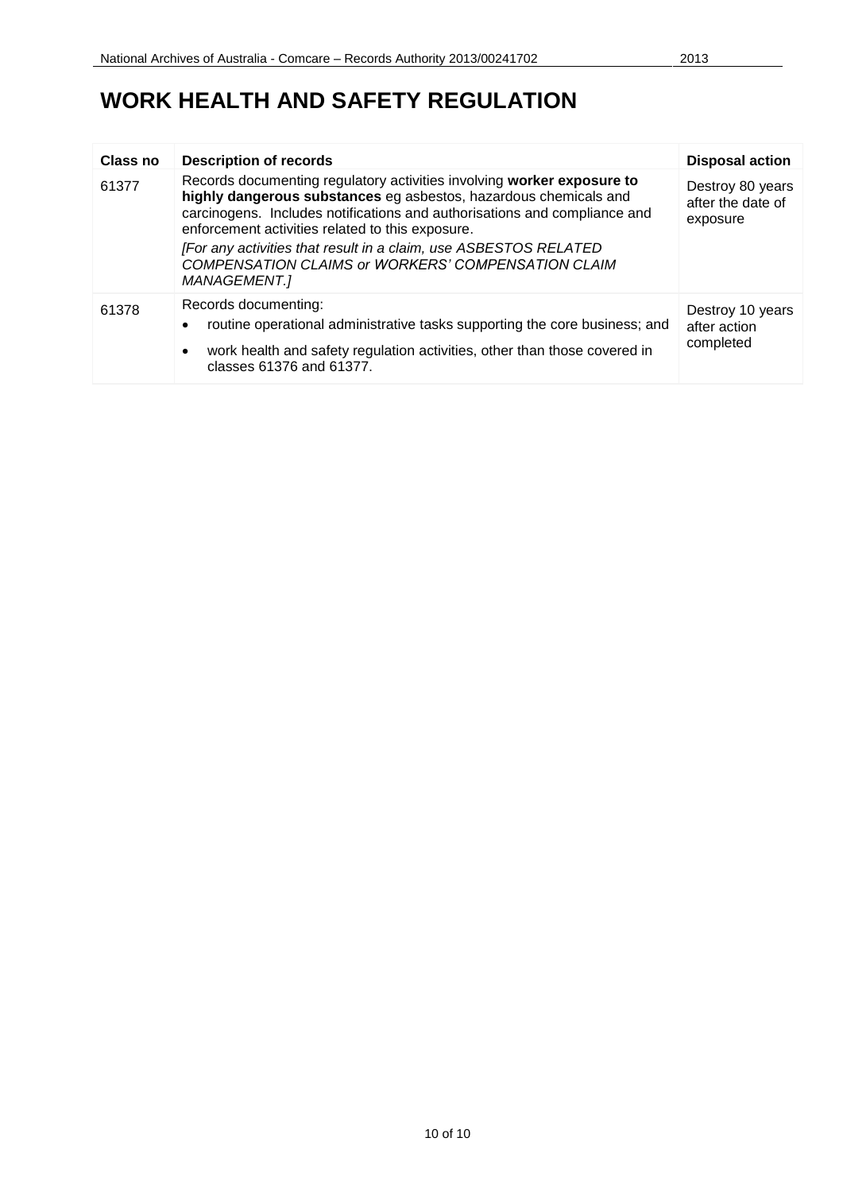# WORK HEALTH AND SAFETY REGULATION

| Class no | Description of records | Disposal action |
|---|---|---|
| 61377 | Records documenting regulatory activities involving **worker exposure to highly dangerous substances** eg asbestos, hazardous chemicals and carcinogens. Includes notifications and authorisations and compliance and enforcement activities related to this exposure.<br>*[For any activities that result in a claim, use ASBESTOS RELATED COMPENSATION CLAIMS or WORKERS' COMPENSATION CLAIM MANAGEMENT.]* | Destroy 80 years after the date of exposure |
| 61378 | Records documenting:<br>• routine operational administrative tasks supporting the core business; and<br>• work health and safety regulation activities, other than those covered in classes 61376 and 61377. | Destroy 10 years after action completed |